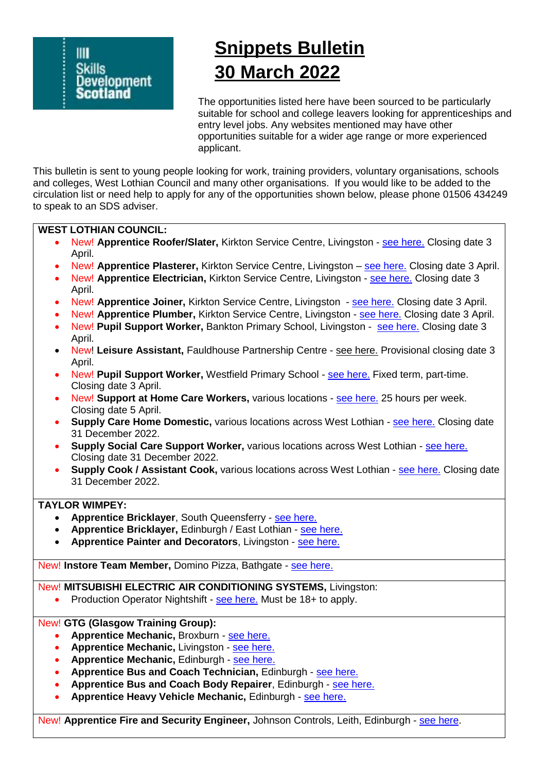Skills Development Scotland

# Snippets Bulletin
# 30 March 2022

The opportunities listed here have been sourced to be particularly suitable for school and college leavers looking for apprenticeships and entry level jobs. Any websites mentioned may have other opportunities suitable for a wider age range or more experienced applicant.

This bulletin is sent to young people looking for work, training providers, voluntary organisations, schools and colleges, West Lothian Council and many other organisations. If you would like to be added to the circulation list or need help to apply for any of the opportunities shown below, please phone 01506 434249 to speak to an SDS adviser.

**WEST LOTHIAN COUNCIL:**

- New! **Apprentice Roofer/Slater,** Kirkton Service Centre, Livingston - see here. Closing date 3 April.
- New! **Apprentice Plasterer,** Kirkton Service Centre, Livingston – see here. Closing date 3 April.
- New! **Apprentice Electrician,** Kirkton Service Centre, Livingston - see here. Closing date 3 April.
- New! **Apprentice Joiner,** Kirkton Service Centre, Livingston - see here. Closing date 3 April.
- New! **Apprentice Plumber,** Kirkton Service Centre, Livingston - see here. Closing date 3 April.
- New! **Pupil Support Worker,** Bankton Primary School, Livingston - see here. Closing date 3 April.
- New! **Leisure Assistant,** Fauldhouse Partnership Centre - see here. Provisional closing date 3 April.
- New! **Pupil Support Worker,** Westfield Primary School - see here. Fixed term, part-time. Closing date 3 April.
- New! **Support at Home Care Workers,** various locations - see here. 25 hours per week. Closing date 5 April.
- **Supply Care Home Domestic,** various locations across West Lothian - see here. Closing date 31 December 2022.
- **Supply Social Care Support Worker,** various locations across West Lothian - see here. Closing date 31 December 2022.
- **Supply Cook / Assistant Cook,** various locations across West Lothian - see here. Closing date 31 December 2022.

**TAYLOR WIMPEY:**

- **Apprentice Bricklayer**, South Queensferry - see here.
- **Apprentice Bricklayer,** Edinburgh / East Lothian - see here.
- **Apprentice Painter and Decorators**, Livingston - see here.

New! **Instore Team Member,** Domino Pizza, Bathgate - see here.

New! **MITSUBISHI ELECTRIC AIR CONDITIONING SYSTEMS,** Livingston:

- Production Operator Nightshift - see here. Must be 18+ to apply.

New! **GTG (Glasgow Training Group):**

- **Apprentice Mechanic,** Broxburn - see here.
- **Apprentice Mechanic,** Livingston - see here.
- **Apprentice Mechanic,** Edinburgh - see here.
- **Apprentice Bus and Coach Technician,** Edinburgh - see here.
- **Apprentice Bus and Coach Body Repairer**, Edinburgh - see here.
- **Apprentice Heavy Vehicle Mechanic,** Edinburgh - see here.

New! **Apprentice Fire and Security Engineer,** Johnson Controls, Leith, Edinburgh - see here.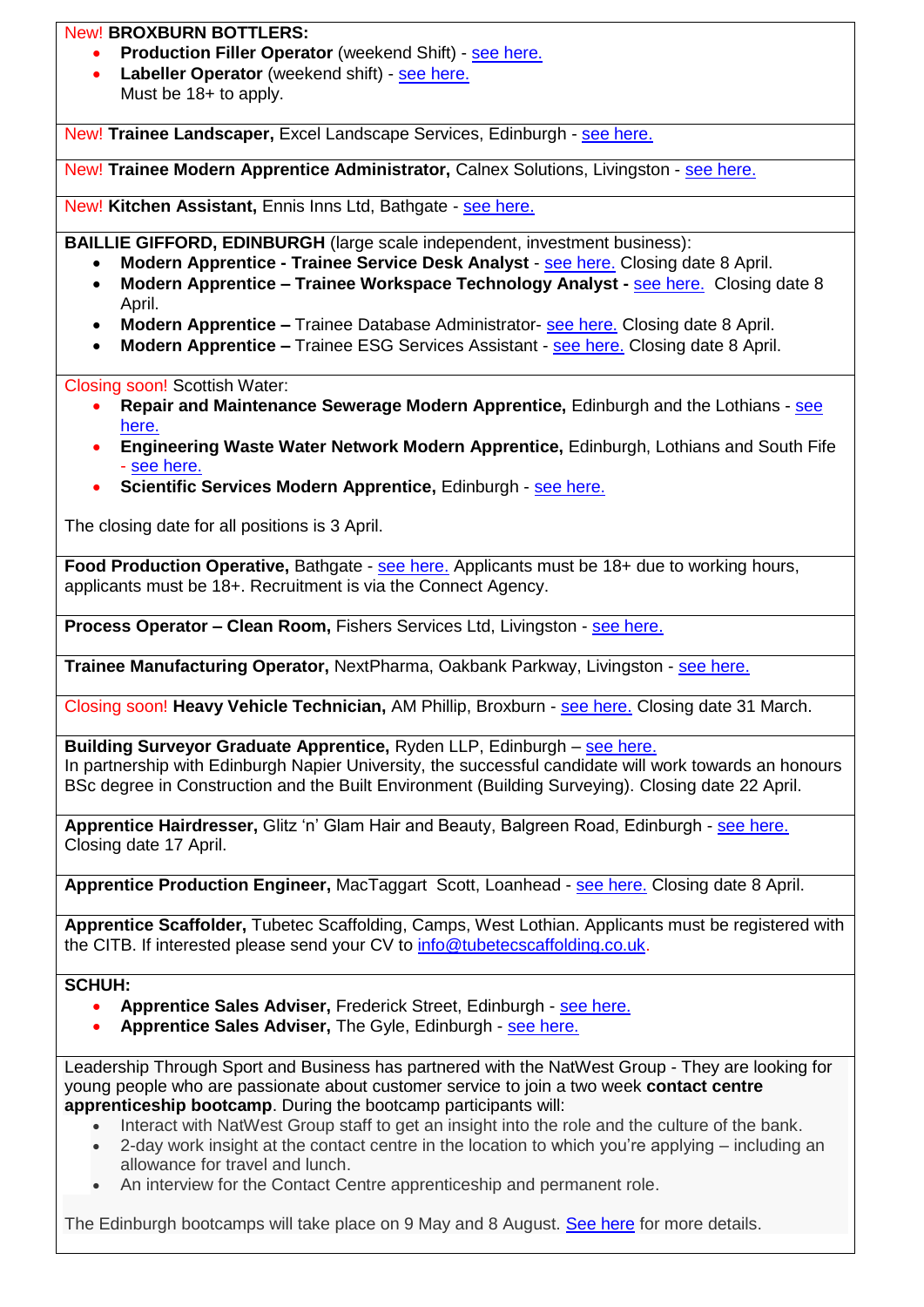New! **BROXBURN BOTTLERS:**

- **Production Filler Operator** (weekend Shift) - see here.
- **Labeller Operator** (weekend shift) - see here.
  Must be 18+ to apply.

---

New! **Trainee Landscaper,** Excel Landscape Services, Edinburgh - see here.

---

New! **Trainee Modern Apprentice Administrator,** Calnex Solutions, Livingston - see here.

---

New! **Kitchen Assistant,** Ennis Inns Ltd, Bathgate - see here.

---

**BAILLIE GIFFORD, EDINBURGH** (large scale independent, investment business):

- **Modern Apprentice - Trainee Service Desk Analyst** - see here. Closing date 8 April.
- **Modern Apprentice – Trainee Workspace Technology Analyst -** see here. Closing date 8 April.
- **Modern Apprentice –** Trainee Database Administrator- see here. Closing date 8 April.
- **Modern Apprentice –** Trainee ESG Services Assistant - see here. Closing date 8 April.

---

Closing soon! Scottish Water:

- **Repair and Maintenance Sewerage Modern Apprentice,** Edinburgh and the Lothians - see here.
- **Engineering Waste Water Network Modern Apprentice,** Edinburgh, Lothians and South Fife - see here.
- **Scientific Services Modern Apprentice,** Edinburgh - see here.

The closing date for all positions is 3 April.

---

**Food Production Operative,** Bathgate - see here. Applicants must be 18+ due to working hours, applicants must be 18+. Recruitment is via the Connect Agency.

---

**Process Operator – Clean Room,** Fishers Services Ltd, Livingston - see here.

---

**Trainee Manufacturing Operator,** NextPharma, Oakbank Parkway, Livingston - see here.

---

Closing soon! **Heavy Vehicle Technician,** AM Phillip, Broxburn - see here. Closing date 31 March.

---

**Building Surveyor Graduate Apprentice,** Ryden LLP, Edinburgh – see here.
In partnership with Edinburgh Napier University, the successful candidate will work towards an honours BSc degree in Construction and the Built Environment (Building Surveying). Closing date 22 April.

---

**Apprentice Hairdresser,** Glitz 'n' Glam Hair and Beauty, Balgreen Road, Edinburgh - see here.
Closing date 17 April.

---

**Apprentice Production Engineer,** MacTaggart Scott, Loanhead - see here. Closing date 8 April.

---

**Apprentice Scaffolder,** Tubetec Scaffolding, Camps, West Lothian. Applicants must be registered with the CITB. If interested please send your CV to info@tubetecscaffolding.co.uk.

---

**SCHUH:**

- **Apprentice Sales Adviser,** Frederick Street, Edinburgh - see here.
- **Apprentice Sales Adviser,** The Gyle, Edinburgh - see here.

---

Leadership Through Sport and Business has partnered with the NatWest Group - They are looking for young people who are passionate about customer service to join a two week **contact centre apprenticeship bootcamp**. During the bootcamp participants will:

- Interact with NatWest Group staff to get an insight into the role and the culture of the bank.
- 2-day work insight at the contact centre in the location to which you're applying – including an allowance for travel and lunch.
- An interview for the Contact Centre apprenticeship and permanent role.

The Edinburgh bootcamps will take place on 9 May and 8 August. See here for more details.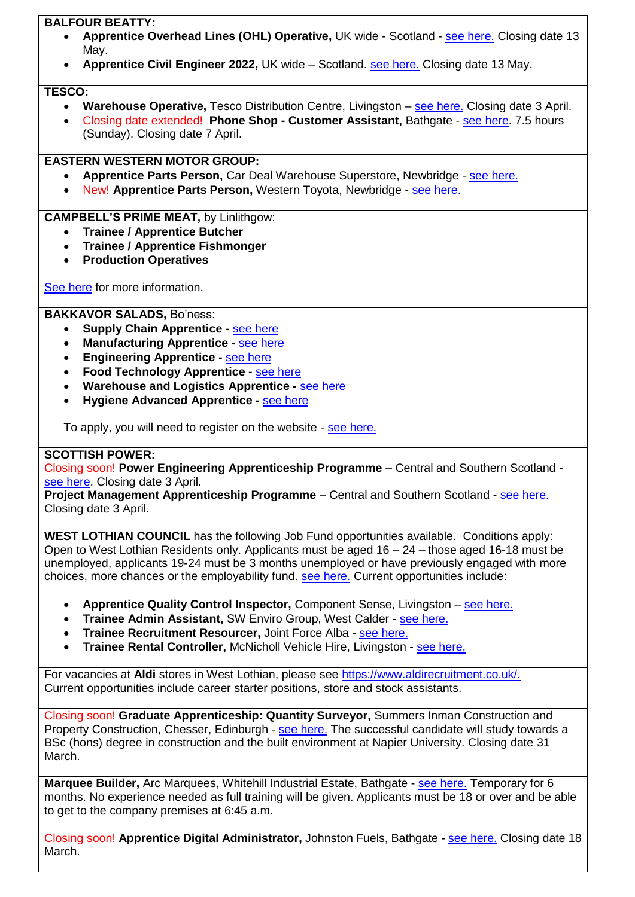**BALFOUR BEATTY:**

- **Apprentice Overhead Lines (OHL) Operative,** UK wide - Scotland - see here. Closing date 13 May.
- **Apprentice Civil Engineer 2022,** UK wide – Scotland. see here. Closing date 13 May.

**TESCO:**

- **Warehouse Operative,** Tesco Distribution Centre, Livingston – see here. Closing date 3 April.
- Closing date extended! **Phone Shop - Customer Assistant,** Bathgate - see here. 7.5 hours (Sunday). Closing date 7 April.

**EASTERN WESTERN MOTOR GROUP:**

- **Apprentice Parts Person,** Car Deal Warehouse Superstore, Newbridge - see here.
- New! **Apprentice Parts Person,** Western Toyota, Newbridge - see here.

**CAMPBELL'S PRIME MEAT,** by Linlithgow:

- **Trainee / Apprentice Butcher**
- **Trainee / Apprentice Fishmonger**
- **Production Operatives**

See here for more information.

**BAKKAVOR SALADS,** Bo'ness:

- **Supply Chain Apprentice -** see here
- **Manufacturing Apprentice -** see here
- **Engineering Apprentice -** see here
- **Food Technology Apprentice -** see here
- **Warehouse and Logistics Apprentice -** see here
- **Hygiene Advanced Apprentice -** see here

To apply, you will need to register on the website - see here.

**SCOTTISH POWER:**

Closing soon! **Power Engineering Apprenticeship Programme** – Central and Southern Scotland - see here. Closing date 3 April.

**Project Management Apprenticeship Programme** – Central and Southern Scotland - see here. Closing date 3 April.

**WEST LOTHIAN COUNCIL** has the following Job Fund opportunities available. Conditions apply: Open to West Lothian Residents only. Applicants must be aged 16 – 24 – those aged 16-18 must be unemployed, applicants 19-24 must be 3 months unemployed or have previously engaged with more choices, more chances or the employability fund. see here. Current opportunities include:

- **Apprentice Quality Control Inspector,** Component Sense, Livingston – see here.
- **Trainee Admin Assistant,** SW Enviro Group, West Calder - see here.
- **Trainee Recruitment Resourcer,** Joint Force Alba - see here.
- **Trainee Rental Controller,** McNicholl Vehicle Hire, Livingston - see here.

For vacancies at **Aldi** stores in West Lothian, please see https://www.aldirecruitment.co.uk/. Current opportunities include career starter positions, store and stock assistants.

Closing soon! **Graduate Apprenticeship: Quantity Surveyor,** Summers Inman Construction and Property Construction, Chesser, Edinburgh - see here. The successful candidate will study towards a BSc (hons) degree in construction and the built environment at Napier University. Closing date 31 March.

**Marquee Builder,** Arc Marquees, Whitehill Industrial Estate, Bathgate - see here. Temporary for 6 months. No experience needed as full training will be given. Applicants must be 18 or over and be able to get to the company premises at 6:45 a.m.

Closing soon! **Apprentice Digital Administrator,** Johnston Fuels, Bathgate - see here. Closing date 18 March.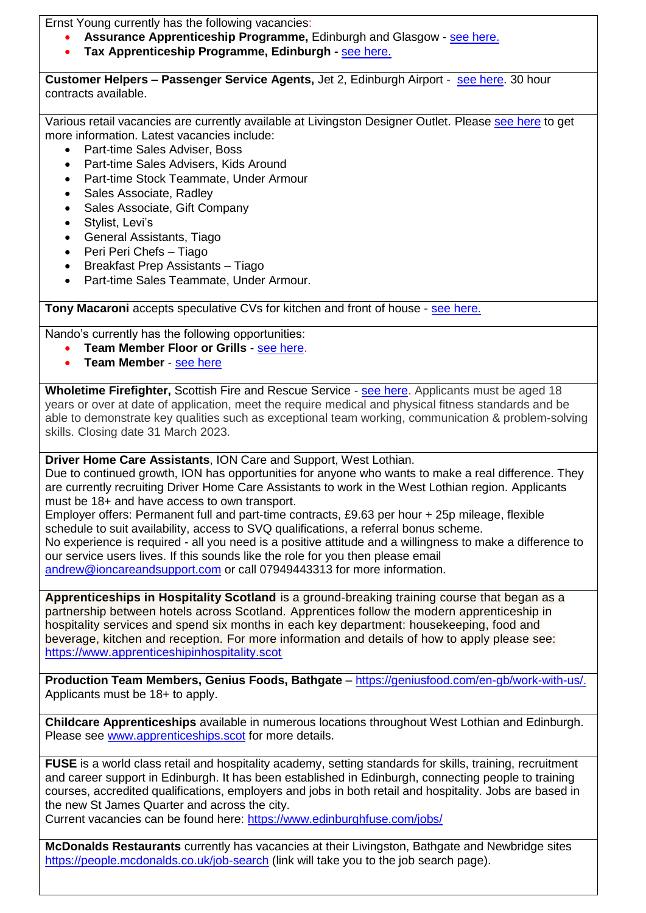Ernst Young currently has the following vacancies:

- **Assurance Apprenticeship Programme,** Edinburgh and Glasgow - see here.
- **Tax Apprenticeship Programme, Edinburgh -** see here.

---

**Customer Helpers – Passenger Service Agents,** Jet 2, Edinburgh Airport - see here. 30 hour contracts available.

---

Various retail vacancies are currently available at Livingston Designer Outlet. Please see here to get more information. Latest vacancies include:

- Part-time Sales Adviser, Boss
- Part-time Sales Advisers, Kids Around
- Part-time Stock Teammate, Under Armour
- Sales Associate, Radley
- Sales Associate, Gift Company
- Stylist, Levi's
- General Assistants, Tiago
- Peri Peri Chefs – Tiago
- Breakfast Prep Assistants – Tiago
- Part-time Sales Teammate, Under Armour.

---

**Tony Macaroni** accepts speculative CVs for kitchen and front of house - see here.

---

Nando's currently has the following opportunities:

- **Team Member Floor or Grills** - see here.
- **Team Member** - see here

---

**Wholetime Firefighter,** Scottish Fire and Rescue Service - see here. Applicants must be aged 18 years or over at date of application, meet the require medical and physical fitness standards and be able to demonstrate key qualities such as exceptional team working, communication & problem-solving skills. Closing date 31 March 2023.

---

**Driver Home Care Assistants**, ION Care and Support, West Lothian.
Due to continued growth, ION has opportunities for anyone who wants to make a real difference. They are currently recruiting Driver Home Care Assistants to work in the West Lothian region. Applicants must be 18+ and have access to own transport.
Employer offers: Permanent full and part-time contracts, £9.63 per hour + 25p mileage, flexible schedule to suit availability, access to SVQ qualifications, a referral bonus scheme.
No experience is required - all you need is a positive attitude and a willingness to make a difference to our service users lives. If this sounds like the role for you then please email andrew@ioncareandsupport.com or call 07949443313 for more information.

---

**Apprenticeships in Hospitality Scotland** is a ground-breaking training course that began as a partnership between hotels across Scotland. Apprentices follow the modern apprenticeship in hospitality services and spend six months in each key department: housekeeping, food and beverage, kitchen and reception. For more information and details of how to apply please see: https://www.apprenticeshipinhospitality.scot

---

**Production Team Members, Genius Foods, Bathgate** – https://geniusfood.com/en-gb/work-with-us/.
Applicants must be 18+ to apply.

---

**Childcare Apprenticeships** available in numerous locations throughout West Lothian and Edinburgh. Please see www.apprenticeships.scot for more details.

---

**FUSE** is a world class retail and hospitality academy, setting standards for skills, training, recruitment and career support in Edinburgh. It has been established in Edinburgh, connecting people to training courses, accredited qualifications, employers and jobs in both retail and hospitality. Jobs are based in the new St James Quarter and across the city.
Current vacancies can be found here: https://www.edinburghfuse.com/jobs/

---

**McDonalds Restaurants** currently has vacancies at their Livingston, Bathgate and Newbridge sites https://people.mcdonalds.co.uk/job-search (link will take you to the job search page).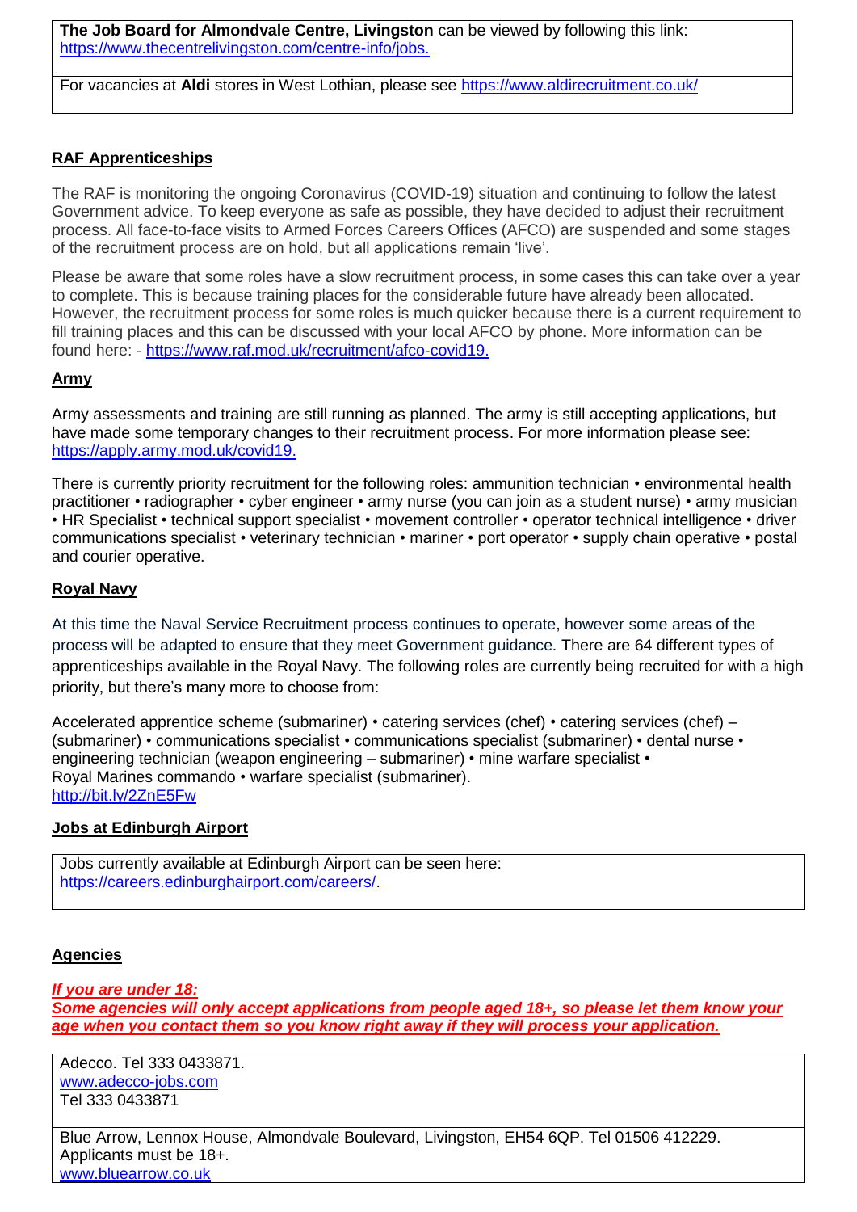**The Job Board for Almondvale Centre, Livingston** can be viewed by following this link: https://www.thecentrelivingston.com/centre-info/jobs.

For vacancies at **Aldi** stores in West Lothian, please see https://www.aldirecruitment.co.uk/

## RAF Apprenticeships

The RAF is monitoring the ongoing Coronavirus (COVID-19) situation and continuing to follow the latest Government advice. To keep everyone as safe as possible, they have decided to adjust their recruitment process. All face-to-face visits to Armed Forces Careers Offices (AFCO) are suspended and some stages of the recruitment process are on hold, but all applications remain 'live'.

Please be aware that some roles have a slow recruitment process, in some cases this can take over a year to complete. This is because training places for the considerable future have already been allocated. However, the recruitment process for some roles is much quicker because there is a current requirement to fill training places and this can be discussed with your local AFCO by phone. More information can be found here: - https://www.raf.mod.uk/recruitment/afco-covid19.

## Army

Army assessments and training are still running as planned. The army is still accepting applications, but have made some temporary changes to their recruitment process. For more information please see: https://apply.army.mod.uk/covid19.

There is currently priority recruitment for the following roles: ammunition technician • environmental health practitioner • radiographer • cyber engineer • army nurse (you can join as a student nurse) • army musician • HR Specialist • technical support specialist • movement controller • operator technical intelligence • driver communications specialist • veterinary technician • mariner • port operator • supply chain operative • postal and courier operative.

## Royal Navy

At this time the Naval Service Recruitment process continues to operate, however some areas of the process will be adapted to ensure that they meet Government guidance. There are 64 different types of apprenticeships available in the Royal Navy. The following roles are currently being recruited for with a high priority, but there's many more to choose from:

Accelerated apprentice scheme (submariner) • catering services (chef) • catering services (chef) – (submariner) • communications specialist • communications specialist (submariner) • dental nurse • engineering technician (weapon engineering – submariner) • mine warfare specialist • Royal Marines commando • warfare specialist (submariner).
http://bit.ly/2ZnE5Fw

## Jobs at Edinburgh Airport

Jobs currently available at Edinburgh Airport can be seen here: https://careers.edinburghairport.com/careers/.

## Agencies

***If you are under 18:***
***Some agencies will only accept applications from people aged 18+, so please let them know your age when you contact them so you know right away if they will process your application.***

Adecco. Tel 333 0433871.
www.adecco-jobs.com
Tel 333 0433871

Blue Arrow, Lennox House, Almondvale Boulevard, Livingston, EH54 6QP. Tel 01506 412229. Applicants must be 18+.
www.bluearrow.co.uk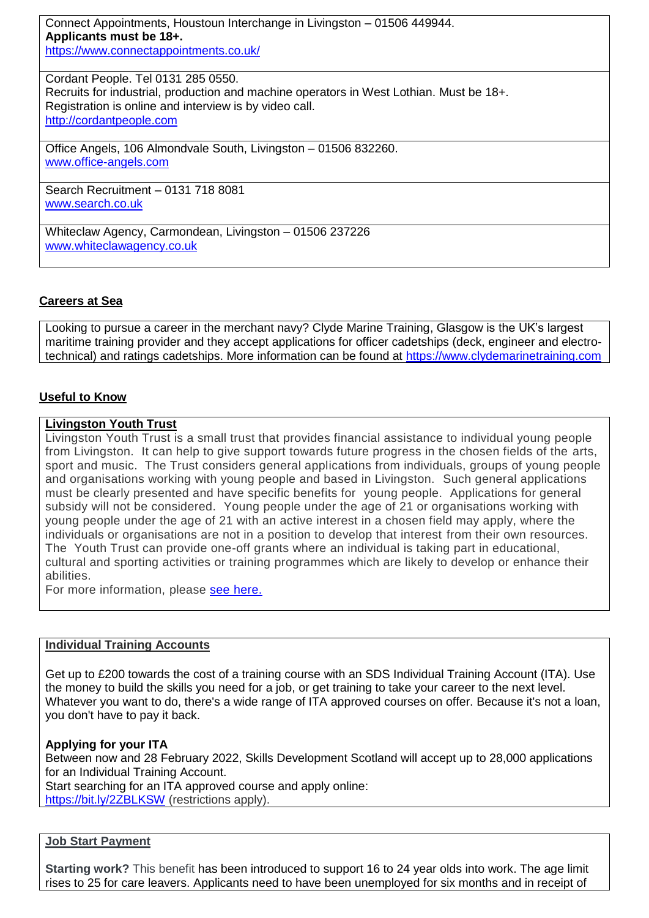Connect Appointments, Houstoun Interchange in Livingston – 01506 449944.
**Applicants must be 18+.**
https://www.connectappointments.co.uk/

Cordant People. Tel 0131 285 0550.
Recruits for industrial, production and machine operators in West Lothian. Must be 18+.
Registration is online and interview is by video call.
http://cordantpeople.com

Office Angels, 106 Almondvale South, Livingston – 01506 832260.
www.office-angels.com

Search Recruitment – 0131 718 8081
www.search.co.uk

Whiteclaw Agency, Carmondean, Livingston – 01506 237226
www.whiteclawagency.co.uk

## Careers at Sea

Looking to pursue a career in the merchant navy? Clyde Marine Training, Glasgow is the UK's largest maritime training provider and they accept applications for officer cadetships (deck, engineer and electro-technical) and ratings cadetships. More information can be found at https://www.clydemarinetraining.com

## Useful to Know

### Livingston Youth Trust

Livingston Youth Trust is a small trust that provides financial assistance to individual young people from Livingston. It can help to give support towards future progress in the chosen fields of the arts, sport and music. The Trust considers general applications from individuals, groups of young people and organisations working with young people and based in Livingston. Such general applications must be clearly presented and have specific benefits for young people. Applications for general subsidy will not be considered. Young people under the age of 21 or organisations working with young people under the age of 21 with an active interest in a chosen field may apply, where the individuals or organisations are not in a position to develop that interest from their own resources. The Youth Trust can provide one-off grants where an individual is taking part in educational, cultural and sporting activities or training programmes which are likely to develop or enhance their abilities.
For more information, please see here.

### Individual Training Accounts

Get up to £200 towards the cost of a training course with an SDS Individual Training Account (ITA). Use the money to build the skills you need for a job, or get training to take your career to the next level. Whatever you want to do, there's a wide range of ITA approved courses on offer. Because it's not a loan, you don't have to pay it back.

**Applying for your ITA**
Between now and 28 February 2022, Skills Development Scotland will accept up to 28,000 applications for an Individual Training Account.
Start searching for an ITA approved course and apply online:
https://bit.ly/2ZBLKSW (restrictions apply).

### Job Start Payment

**Starting work?** This benefit has been introduced to support 16 to 24 year olds into work. The age limit rises to 25 for care leavers. Applicants need to have been unemployed for six months and in receipt of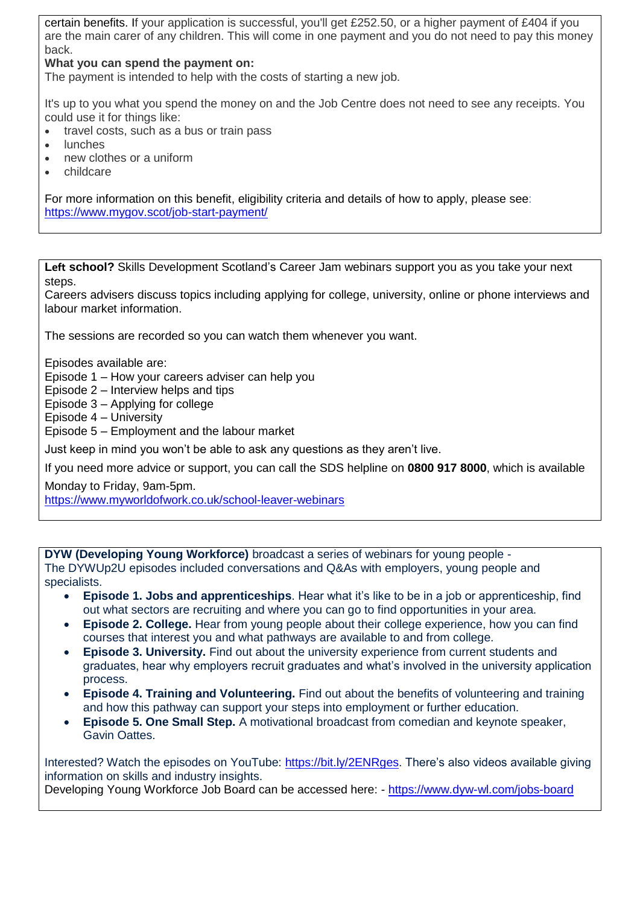certain benefits. If your application is successful, you'll get £252.50, or a higher payment of £404 if you are the main carer of any children. This will come in one payment and you do not need to pay this money back.

**What you can spend the payment on:**

The payment is intended to help with the costs of starting a new job.

It's up to you what you spend the money on and the Job Centre does not need to see any receipts. You could use it for things like:

- travel costs, such as a bus or train pass
- lunches
- new clothes or a uniform
- childcare

For more information on this benefit, eligibility criteria and details of how to apply, please see: https://www.mygov.scot/job-start-payment/

**Left school?** Skills Development Scotland's Career Jam webinars support you as you take your next steps.

Careers advisers discuss topics including applying for college, university, online or phone interviews and labour market information.

The sessions are recorded so you can watch them whenever you want.

Episodes available are:
Episode 1 – How your careers adviser can help you
Episode 2 – Interview helps and tips
Episode 3 – Applying for college
Episode 4 – University
Episode 5 – Employment and the labour market

Just keep in mind you won't be able to ask any questions as they aren't live.

If you need more advice or support, you can call the SDS helpline on **0800 917 8000**, which is available Monday to Friday, 9am-5pm.

https://www.myworldofwork.co.uk/school-leaver-webinars

**DYW (Developing Young Workforce)** broadcast a series of webinars for young people -
The DYWUp2U episodes included conversations and Q&As with employers, young people and specialists.

- **Episode 1. Jobs and apprenticeships**. Hear what it's like to be in a job or apprenticeship, find out what sectors are recruiting and where you can go to find opportunities in your area.
- **Episode 2. College.** Hear from young people about their college experience, how you can find courses that interest you and what pathways are available to and from college.
- **Episode 3. University.** Find out about the university experience from current students and graduates, hear why employers recruit graduates and what's involved in the university application process.
- **Episode 4. Training and Volunteering.** Find out about the benefits of volunteering and training and how this pathway can support your steps into employment or further education.
- **Episode 5. One Small Step.** A motivational broadcast from comedian and keynote speaker, Gavin Oattes.

Interested? Watch the episodes on YouTube: https://bit.ly/2ENRges. There's also videos available giving information on skills and industry insights.

Developing Young Workforce Job Board can be accessed here: - https://www.dyw-wl.com/jobs-board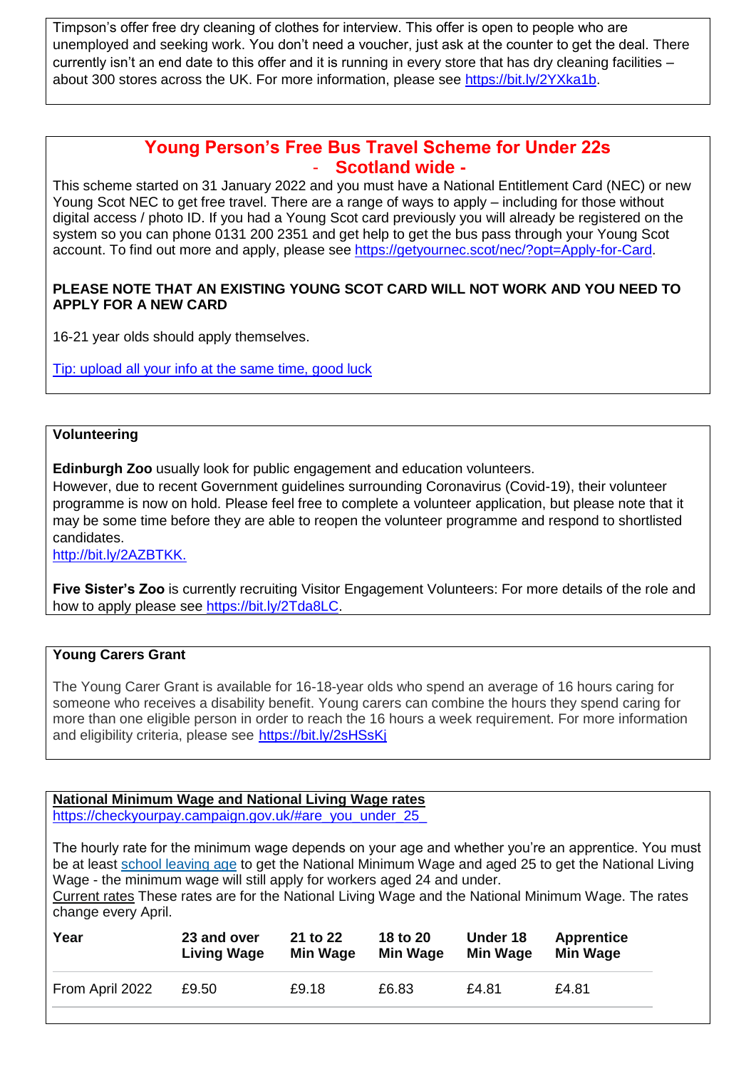Timpson's offer free dry cleaning of clothes for interview. This offer is open to people who are unemployed and seeking work. You don't need a voucher, just ask at the counter to get the deal. There currently isn't an end date to this offer and it is running in every store that has dry cleaning facilities – about 300 stores across the UK. For more information, please see https://bit.ly/2YXka1b.

## Young Person's Free Bus Travel Scheme for Under 22s - Scotland wide -

This scheme started on 31 January 2022 and you must have a National Entitlement Card (NEC) or new Young Scot NEC to get free travel. There are a range of ways to apply – including for those without digital access / photo ID. If you had a Young Scot card previously you will already be registered on the system so you can phone 0131 200 2351 and get help to get the bus pass through your Young Scot account. To find out more and apply, please see https://getyournec.scot/nec/?opt=Apply-for-Card.

**PLEASE NOTE THAT AN EXISTING YOUNG SCOT CARD WILL NOT WORK AND YOU NEED TO APPLY FOR A NEW CARD**

16-21 year olds should apply themselves.

Tip: upload all your info at the same time, good luck

**Volunteering**

**Edinburgh Zoo** usually look for public engagement and education volunteers.
However, due to recent Government guidelines surrounding Coronavirus (Covid-19), their volunteer programme is now on hold. Please feel free to complete a volunteer application, but please note that it may be some time before they are able to reopen the volunteer programme and respond to shortlisted candidates.
http://bit.ly/2AZBTKK.

**Five Sister's Zoo** is currently recruiting Visitor Engagement Volunteers: For more details of the role and how to apply please see https://bit.ly/2Tda8LC.

**Young Carers Grant**

The Young Carer Grant is available for 16-18-year olds who spend an average of 16 hours caring for someone who receives a disability benefit. Young carers can combine the hours they spend caring for more than one eligible person in order to reach the 16 hours a week requirement. For more information and eligibility criteria, please see https://bit.ly/2sHSsKj

**National Minimum Wage and National Living Wage rates**
https://checkyourpay.campaign.gov.uk/#are_you_under_25_

The hourly rate for the minimum wage depends on your age and whether you're an apprentice. You must be at least school leaving age to get the National Minimum Wage and aged 25 to get the National Living Wage - the minimum wage will still apply for workers aged 24 and under.
Current rates These rates are for the National Living Wage and the National Minimum Wage. The rates change every April.

| Year | 23 and over Living Wage | 21 to 22 Min Wage | 18 to 20 Min Wage | Under 18 Min Wage | Apprentice Min Wage |
|---|---|---|---|---|---|
| From April 2022 | £9.50 | £9.18 | £6.83 | £4.81 | £4.81 |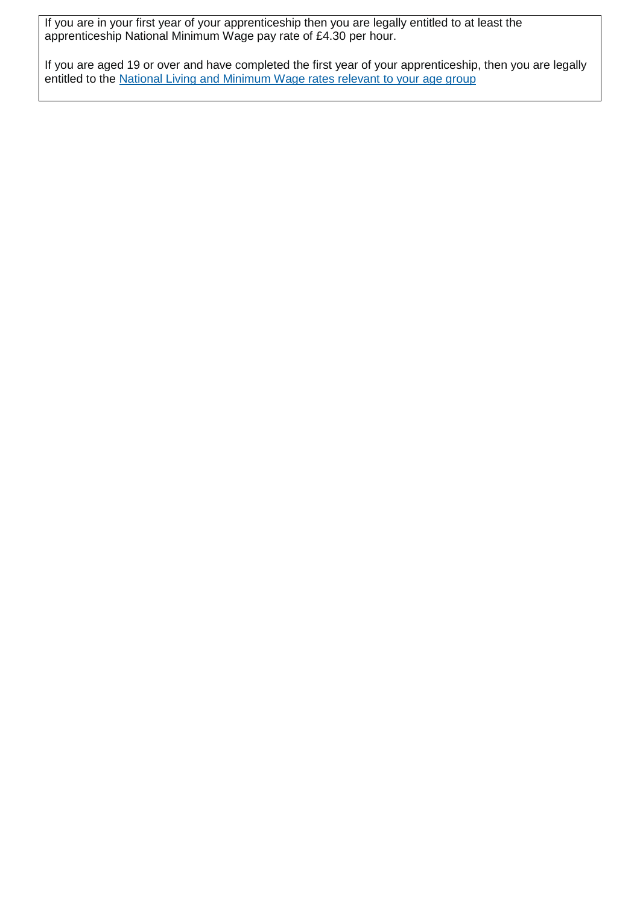If you are in your first year of your apprenticeship then you are legally entitled to at least the apprenticeship National Minimum Wage pay rate of £4.30 per hour.

If you are aged 19 or over and have completed the first year of your apprenticeship, then you are legally entitled to the National Living and Minimum Wage rates relevant to your age group